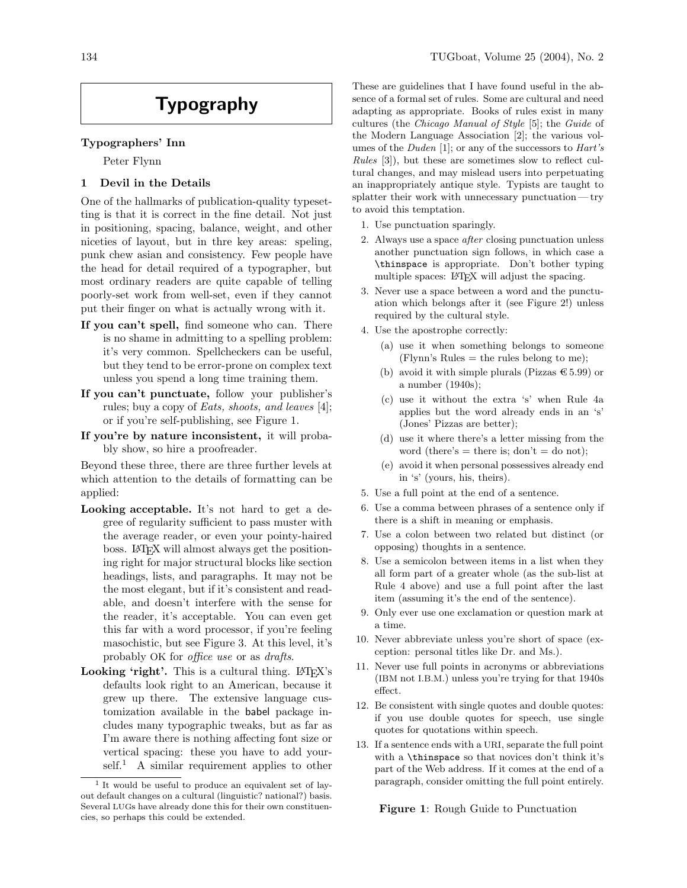# Typography

## Typographers' Inn

Peter Flynn

### 1 Devil in the Details

One of the hallmarks of publication-quality typesetting is that it is correct in the fine detail. Not just in positioning, spacing, balance, weight, and other niceties of layout, but in thre key areas: speling, punk chew asian and consistency. Few people have the head for detail required of a typographer, but most ordinary readers are quite capable of telling poorly-set work from well-set, even if they cannot put their finger on what is actually wrong with it.

**If you can't spell,** find someone who can. There is no shame in admitting to a spelling problem: it's very common. Spellcheckers can be useful, but they tend to be error-prone on complex text unless you spend a long time training them.

**If you can't punctuate,** follow your publisher's rules; buy a copy of *Eats, shoots, and leaves* [4]; or if you're self-publishing, see Figure 1.

**If you're by nature inconsistent,** it will probably show, so hire a proofreader.

Beyond these three, there are three further levels at which attention to the details of formatting can be applied:

**Looking acceptable.** It's not hard to get a degree of regularity sufficient to pass muster with the average reader, or even your pointy-haired boss. LaTeX will almost always get the positioning right for major structural blocks like section headings, lists, and paragraphs. It may not be the most elegant, but if it's consistent and readable, and doesn't interfere with the sense for the reader, it's acceptable. You can even get this far with a word processor, if you're feeling masochistic, but see Figure 3. At this level, it's probably OK for *office use* or as *drafts*.

**Looking 'right'.** This is a cultural thing. LaTeX's defaults look right to an American, because it grew up there. The extensive language customization available in the babel package includes many typographic tweaks, but as far as I'm aware there is nothing affecting font size or vertical spacing: these you have to add yourself.[1] A similar requirement applies to other

[1] It would be useful to produce an equivalent set of layout default changes on a cultural (linguistic? national?) basis. Several LUGs have already done this for their own constituencies, so perhaps this could be extended.

These are guidelines that I have found useful in the absence of a formal set of rules. Some are cultural and need adapting as appropriate. Books of rules exist in many cultures (the *Chicago Manual of Style* [5]; the *Guide* of the Modern Language Association [2]; the various volumes of the *Duden* [1]; or any of the successors to *Hart's Rules* [3]), but these are sometimes slow to reflect cultural changes, and may mislead users into perpetuating an inappropriately antique style. Typists are taught to splatter their work with unnecessary punctuation — try to avoid this temptation.

1. Use punctuation sparingly.
2. Always use a space *after* closing punctuation unless another punctuation sign follows, in which case a `\thinspace` is appropriate. Don't bother typing multiple spaces: LaTeX will adjust the spacing.
3. Never use a space between a word and the punctuation which belongs after it (see Figure 2!) unless required by the cultural style.
4. Use the apostrophe correctly:
   (a) use it when something belongs to someone (Flynn's Rules = the rules belong to me);
   (b) avoid it with simple plurals (Pizzas €5.99) or a number (1940s);
   (c) use it without the extra 's' when Rule 4a applies but the word already ends in an 's' (Jones' Pizzas are better);
   (d) use it where there's a letter missing from the word (there's = there is; don't = do not);
   (e) avoid it when personal possessives already end in 's' (yours, his, theirs).
5. Use a full point at the end of a sentence.
6. Use a comma between phrases of a sentence only if there is a shift in meaning or emphasis.
7. Use a colon between two related but distinct (or opposing) thoughts in a sentence.
8. Use a semicolon between items in a list when they all form part of a greater whole (as the sub-list at Rule 4 above) and use a full point after the last item (assuming it's the end of the sentence).
9. Only ever use one exclamation or question mark at a time.
10. Never abbreviate unless you're short of space (exception: personal titles like Dr. and Ms.).
11. Never use full points in acronyms or abbreviations (IBM not I.B.M.) unless you're trying for that 1940s effect.
12. Be consistent with single quotes and double quotes: if you use double quotes for speech, use single quotes for quotations within speech.
13. If a sentence ends with a URI, separate the full point with a `\thinspace` so that novices don't think it's part of the Web address. If it comes at the end of a paragraph, consider omitting the full point entirely.

**Figure 1**: Rough Guide to Punctuation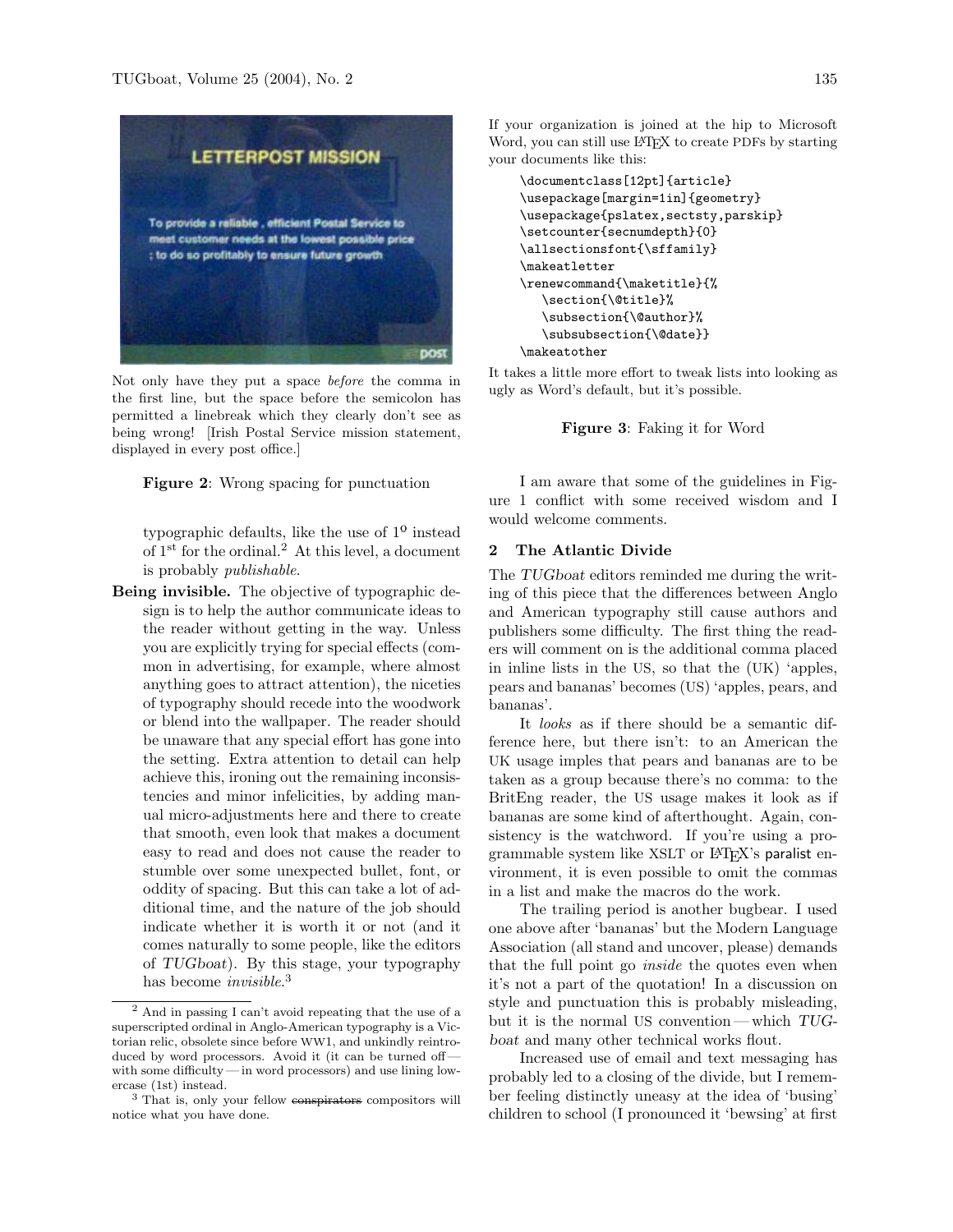Not only have they put a space *before* the comma in the first line, but the space before the semicolon has permitted a linebreak which they clearly don't see as being wrong! [Irish Postal Service mission statement, displayed in every post office.]

**Figure 2**: Wrong spacing for punctuation

typographic defaults, like the use of 1º instead of 1st for the ordinal.[2] At this level, a document is probably *publishable*.

**Being invisible.** The objective of typographic design is to help the author communicate ideas to the reader without getting in the way. Unless you are explicitly trying for special effects (common in advertising, for example, where almost anything goes to attract attention), the niceties of typography should recede into the woodwork or blend into the wallpaper. The reader should be unaware that any special effort has gone into the setting. Extra attention to detail can help achieve this, ironing out the remaining inconsistencies and minor infelicities, by adding manual micro-adjustments here and there to create that smooth, even look that makes a document easy to read and does not cause the reader to stumble over some unexpected bullet, font, or oddity of spacing. But this can take a lot of additional time, and the nature of the job should indicate whether it is worth it or not (and it comes naturally to some people, like the editors of *TUGboat*). By this stage, your typography has become *invisible*.[3]

[2] And in passing I can't avoid repeating that the use of a superscripted ordinal in Anglo-American typography is a Victorian relic, obsolete since before WW1, and unkindly reintroduced by word processors. Avoid it (it can be turned off — with some difficulty — in word processors) and use lining lowercase (1st) instead.

[3] That is, only your fellow ~~conspirators~~ compositors will notice what you have done.

If your organization is joined at the hip to Microsoft Word, you can still use LaTeX to create PDFs by starting your documents like this:

```
\documentclass[12pt]{article}
\usepackage[margin=1in]{geometry}
\usepackage{pslatex,sectsty,parskip}
\setcounter{secnumdepth}{0}
\allsectionsfont{\sffamily}
\makeatletter
\renewcommand{\maketitle}{%
   \section{\@title}%
   \subsection{\@author}%
   \subsubsection{\@date}}
\makeatother
```

It takes a little more effort to tweak lists into looking as ugly as Word's default, but it's possible.

**Figure 3**: Faking it for Word

I am aware that some of the guidelines in Figure 1 conflict with some received wisdom and I would welcome comments.

## 2 The Atlantic Divide

The *TUGboat* editors reminded me during the writing of this piece that the differences between Anglo and American typography still cause authors and publishers some difficulty. The first thing the readers will comment on is the additional comma placed in inline lists in the US, so that the (UK) 'apples, pears and bananas' becomes (US) 'apples, pears, and bananas'.

It *looks* as if there should be a semantic difference here, but there isn't: to an American the UK usage imples that pears and bananas are to be taken as a group because there's no comma: to the BritEng reader, the US usage makes it look as if bananas are some kind of afterthought. Again, consistency is the watchword. If you're using a programmable system like XSLT or LaTeX's paralist environment, it is even possible to omit the commas in a list and make the macros do the work.

The trailing period is another bugbear. I used one above after 'bananas' but the Modern Language Association (all stand and uncover, please) demands that the full point go *inside* the quotes even when it's not a part of the quotation! In a discussion on style and punctuation this is probably misleading, but it is the normal US convention — which *TUGboat* and many other technical works flout.

Increased use of email and text messaging has probably led to a closing of the divide, but I remember feeling distinctly uneasy at the idea of 'busing' children to school (I pronounced it 'bewsing' at first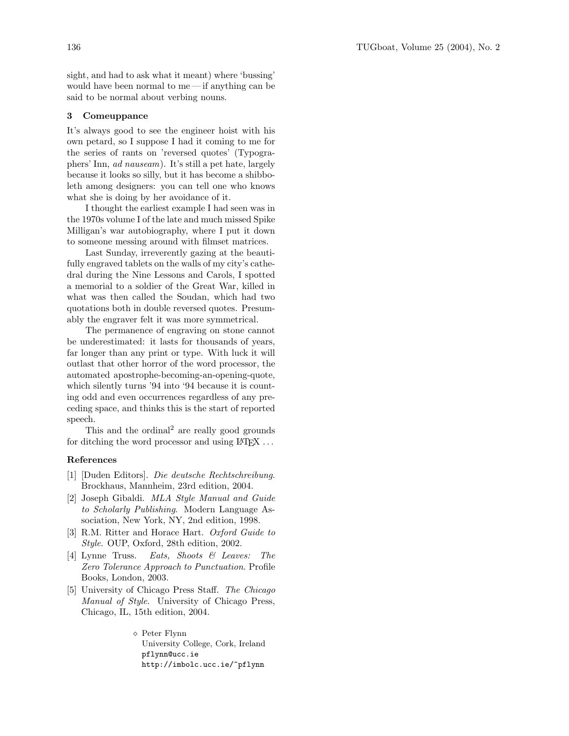sight, and had to ask what it meant) where 'bussing' would have been normal to me — if anything can be said to be normal about verbing nouns.

## 3 Comeuppance

It's always good to see the engineer hoist with his own petard, so I suppose I had it coming to me for the series of rants on 'reversed quotes' (Typographers' Inn, *ad nauseam*). It's still a pet hate, largely because it looks so silly, but it has become a shibboleth among designers: you can tell one who knows what she is doing by her avoidance of it.

I thought the earliest example I had seen was in the 1970s volume I of the late and much missed Spike Milligan's war autobiography, where I put it down to someone messing around with filmset matrices.

Last Sunday, irreverently gazing at the beautifully engraved tablets on the walls of my city's cathedral during the Nine Lessons and Carols, I spotted a memorial to a soldier of the Great War, killed in what was then called the Soudan, which had two quotations both in double reversed quotes. Presumably the engraver felt it was more symmetrical.

The permanence of engraving on stone cannot be underestimated: it lasts for thousands of years, far longer than any print or type. With luck it will outlast that other horror of the word processor, the automated apostrophe-becoming-an-opening-quote, which silently turns '94 into '94 because it is counting odd and even occurrences regardless of any preceding space, and thinks this is the start of reported speech.

This and the ordinal[2] are really good grounds for ditching the word processor and using LaTeX ...

## References

[1] [Duden Editors]. *Die deutsche Rechtschreibung*. Brockhaus, Mannheim, 23rd edition, 2004.

[2] Joseph Gibaldi. *MLA Style Manual and Guide to Scholarly Publishing*. Modern Language Association, New York, NY, 2nd edition, 1998.

[3] R.M. Ritter and Horace Hart. *Oxford Guide to Style*. OUP, Oxford, 28th edition, 2002.

[4] Lynne Truss. *Eats, Shoots & Leaves: The Zero Tolerance Approach to Punctuation*. Profile Books, London, 2003.

[5] University of Chicago Press Staff. *The Chicago Manual of Style*. University of Chicago Press, Chicago, IL, 15th edition, 2004.

◇ Peter Flynn
University College, Cork, Ireland
pflynn@ucc.ie
http://imbolc.ucc.ie/~pflynn